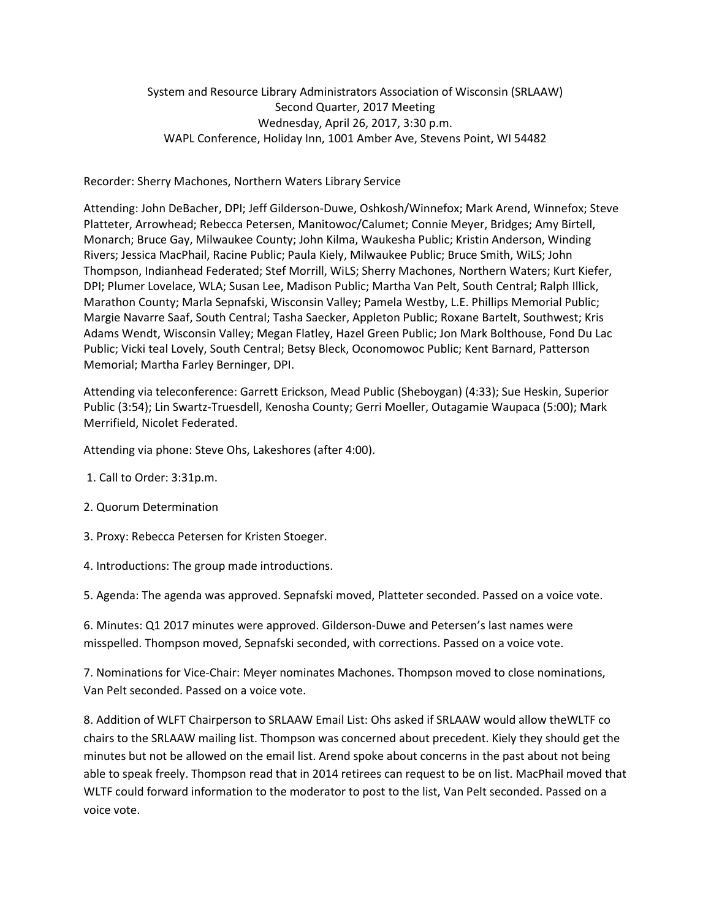System and Resource Library Administrators Association of Wisconsin (SRLAAW)
Second Quarter, 2017 Meeting
Wednesday, April 26, 2017, 3:30 p.m.
WAPL Conference, Holiday Inn, 1001 Amber Ave, Stevens Point, WI 54482

Recorder: Sherry Machones, Northern Waters Library Service

Attending: John DeBacher, DPI; Jeff Gilderson-Duwe, Oshkosh/Winnefox; Mark Arend, Winnefox; Steve Platteter, Arrowhead; Rebecca Petersen, Manitowoc/Calumet; Connie Meyer, Bridges; Amy Birtell, Monarch; Bruce Gay, Milwaukee County; John Kilma, Waukesha Public; Kristin Anderson, Winding Rivers; Jessica MacPhail, Racine Public; Paula Kiely, Milwaukee Public; Bruce Smith, WiLS; John Thompson, Indianhead Federated; Stef Morrill, WiLS; Sherry Machones, Northern Waters; Kurt Kiefer, DPI; Plumer Lovelace, WLA; Susan Lee, Madison Public; Martha Van Pelt, South Central; Ralph Illick, Marathon County; Marla Sepnafski, Wisconsin Valley; Pamela Westby, L.E. Phillips Memorial Public; Margie Navarre Saaf, South Central; Tasha Saecker, Appleton Public; Roxane Bartelt, Southwest; Kris Adams Wendt, Wisconsin Valley; Megan Flatley, Hazel Green Public; Jon Mark Bolthouse, Fond Du Lac Public; Vicki teal Lovely, South Central; Betsy Bleck, Oconomowoc Public; Kent Barnard, Patterson Memorial; Martha Farley Berninger, DPI.

Attending via teleconference: Garrett Erickson, Mead Public (Sheboygan) (4:33); Sue Heskin, Superior Public (3:54); Lin Swartz-Truesdell, Kenosha County; Gerri Moeller, Outagamie Waupaca (5:00); Mark Merrifield, Nicolet Federated.

Attending via phone: Steve Ohs, Lakeshores (after 4:00).

1. Call to Order: 3:31p.m.

2. Quorum Determination

3. Proxy: Rebecca Petersen for Kristen Stoeger.

4. Introductions: The group made introductions.

5. Agenda: The agenda was approved. Sepnafski moved, Platteter seconded. Passed on a voice vote.

6. Minutes: Q1 2017 minutes were approved. Gilderson-Duwe and Petersen's last names were misspelled. Thompson moved, Sepnafski seconded, with corrections. Passed on a voice vote.

7. Nominations for Vice-Chair: Meyer nominates Machones. Thompson moved to close nominations, Van Pelt seconded. Passed on a voice vote.

8. Addition of WLFT Chairperson to SRLAAW Email List: Ohs asked if SRLAAW would allow theWLTF co chairs to the SRLAAW mailing list. Thompson was concerned about precedent. Kiely they should get the minutes but not be allowed on the email list. Arend spoke about concerns in the past about not being able to speak freely. Thompson read that in 2014 retirees can request to be on list. MacPhail moved that WLTF could forward information to the moderator to post to the list, Van Pelt seconded. Passed on a voice vote.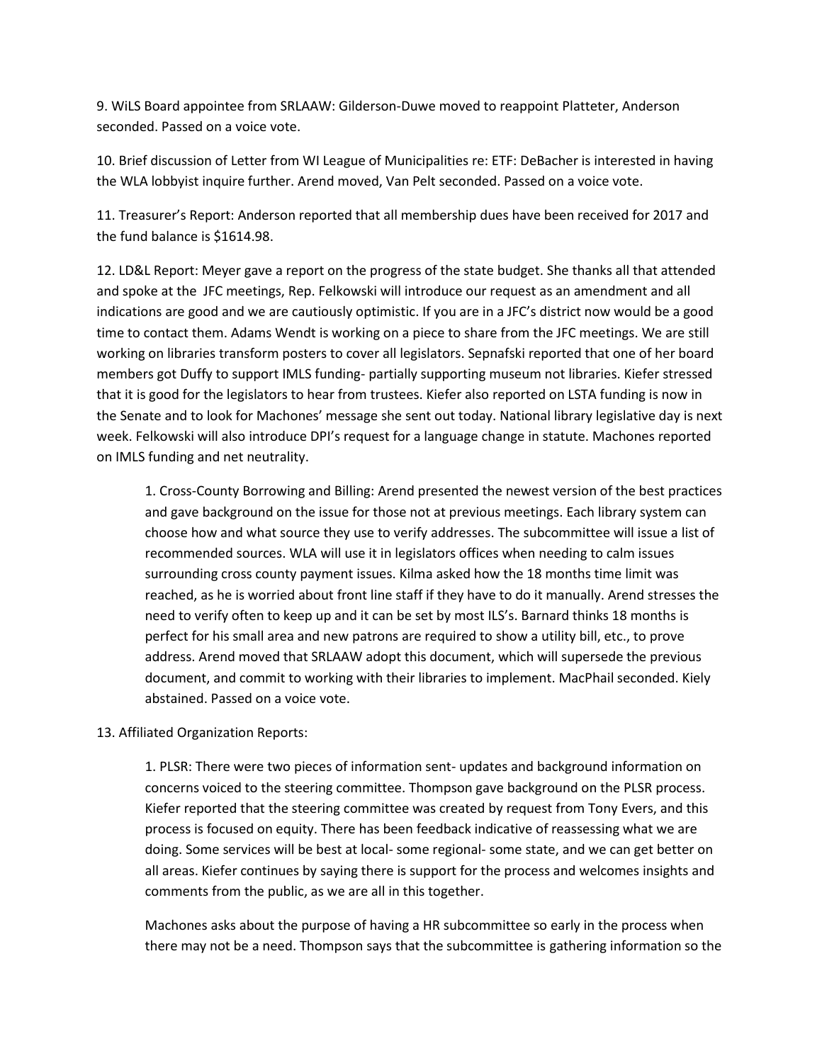9. WiLS Board appointee from SRLAAW: Gilderson-Duwe moved to reappoint Platteter, Anderson seconded. Passed on a voice vote.

10. Brief discussion of Letter from WI League of Municipalities re: ETF: DeBacher is interested in having the WLA lobbyist inquire further. Arend moved, Van Pelt seconded. Passed on a voice vote.

11. Treasurer's Report: Anderson reported that all membership dues have been received for 2017 and the fund balance is $1614.98.

12. LD&L Report: Meyer gave a report on the progress of the state budget. She thanks all that attended and spoke at the JFC meetings, Rep. Felkowski will introduce our request as an amendment and all indications are good and we are cautiously optimistic. If you are in a JFC's district now would be a good time to contact them. Adams Wendt is working on a piece to share from the JFC meetings. We are still working on libraries transform posters to cover all legislators. Sepnafski reported that one of her board members got Duffy to support IMLS funding- partially supporting museum not libraries. Kiefer stressed that it is good for the legislators to hear from trustees. Kiefer also reported on LSTA funding is now in the Senate and to look for Machones' message she sent out today. National library legislative day is next week. Felkowski will also introduce DPI's request for a language change in statute. Machones reported on IMLS funding and net neutrality.

> 1. Cross-County Borrowing and Billing: Arend presented the newest version of the best practices and gave background on the issue for those not at previous meetings. Each library system can choose how and what source they use to verify addresses. The subcommittee will issue a list of recommended sources. WLA will use it in legislators offices when needing to calm issues surrounding cross county payment issues. Kilma asked how the 18 months time limit was reached, as he is worried about front line staff if they have to do it manually. Arend stresses the need to verify often to keep up and it can be set by most ILS's. Barnard thinks 18 months is perfect for his small area and new patrons are required to show a utility bill, etc., to prove address. Arend moved that SRLAAW adopt this document, which will supersede the previous document, and commit to working with their libraries to implement. MacPhail seconded. Kiely abstained. Passed on a voice vote.

13. Affiliated Organization Reports:

> 1. PLSR: There were two pieces of information sent- updates and background information on concerns voiced to the steering committee. Thompson gave background on the PLSR process. Kiefer reported that the steering committee was created by request from Tony Evers, and this process is focused on equity. There has been feedback indicative of reassessing what we are doing. Some services will be best at local- some regional- some state, and we can get better on all areas. Kiefer continues by saying there is support for the process and welcomes insights and comments from the public, as we are all in this together.
>
> Machones asks about the purpose of having a HR subcommittee so early in the process when there may not be a need. Thompson says that the subcommittee is gathering information so the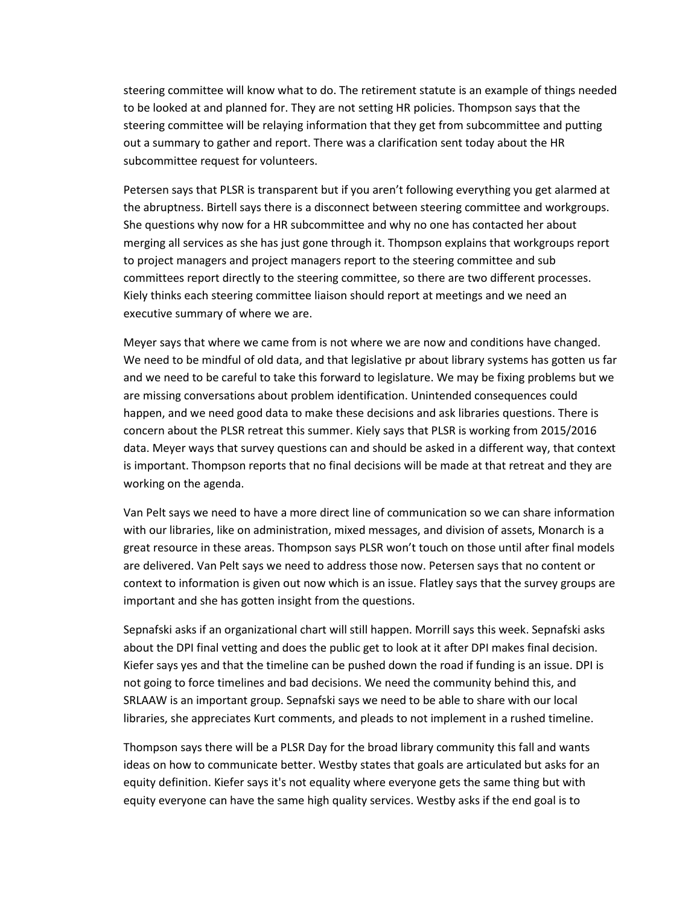steering committee will know what to do. The retirement statute is an example of things needed to be looked at and planned for. They are not setting HR policies. Thompson says that the steering committee will be relaying information that they get from subcommittee and putting out a summary to gather and report. There was a clarification sent today about the HR subcommittee request for volunteers.

Petersen says that PLSR is transparent but if you aren't following everything you get alarmed at the abruptness. Birtell says there is a disconnect between steering committee and workgroups. She questions why now for a HR subcommittee and why no one has contacted her about merging all services as she has just gone through it. Thompson explains that workgroups report to project managers and project managers report to the steering committee and sub committees report directly to the steering committee, so there are two different processes. Kiely thinks each steering committee liaison should report at meetings and we need an executive summary of where we are.

Meyer says that where we came from is not where we are now and conditions have changed. We need to be mindful of old data, and that legislative pr about library systems has gotten us far and we need to be careful to take this forward to legislature. We may be fixing problems but we are missing conversations about problem identification. Unintended consequences could happen, and we need good data to make these decisions and ask libraries questions. There is concern about the PLSR retreat this summer. Kiely says that PLSR is working from 2015/2016 data. Meyer ways that survey questions can and should be asked in a different way, that context is important. Thompson reports that no final decisions will be made at that retreat and they are working on the agenda.

Van Pelt says we need to have a more direct line of communication so we can share information with our libraries, like on administration, mixed messages, and division of assets, Monarch is a great resource in these areas. Thompson says PLSR won't touch on those until after final models are delivered. Van Pelt says we need to address those now. Petersen says that no content or context to information is given out now which is an issue. Flatley says that the survey groups are important and she has gotten insight from the questions.

Sepnafski asks if an organizational chart will still happen. Morrill says this week. Sepnafski asks about the DPI final vetting and does the public get to look at it after DPI makes final decision. Kiefer says yes and that the timeline can be pushed down the road if funding is an issue. DPI is not going to force timelines and bad decisions. We need the community behind this, and SRLAAW is an important group. Sepnafski says we need to be able to share with our local libraries, she appreciates Kurt comments, and pleads to not implement in a rushed timeline.

Thompson says there will be a PLSR Day for the broad library community this fall and wants ideas on how to communicate better. Westby states that goals are articulated but asks for an equity definition. Kiefer says it's not equality where everyone gets the same thing but with equity everyone can have the same high quality services. Westby asks if the end goal is to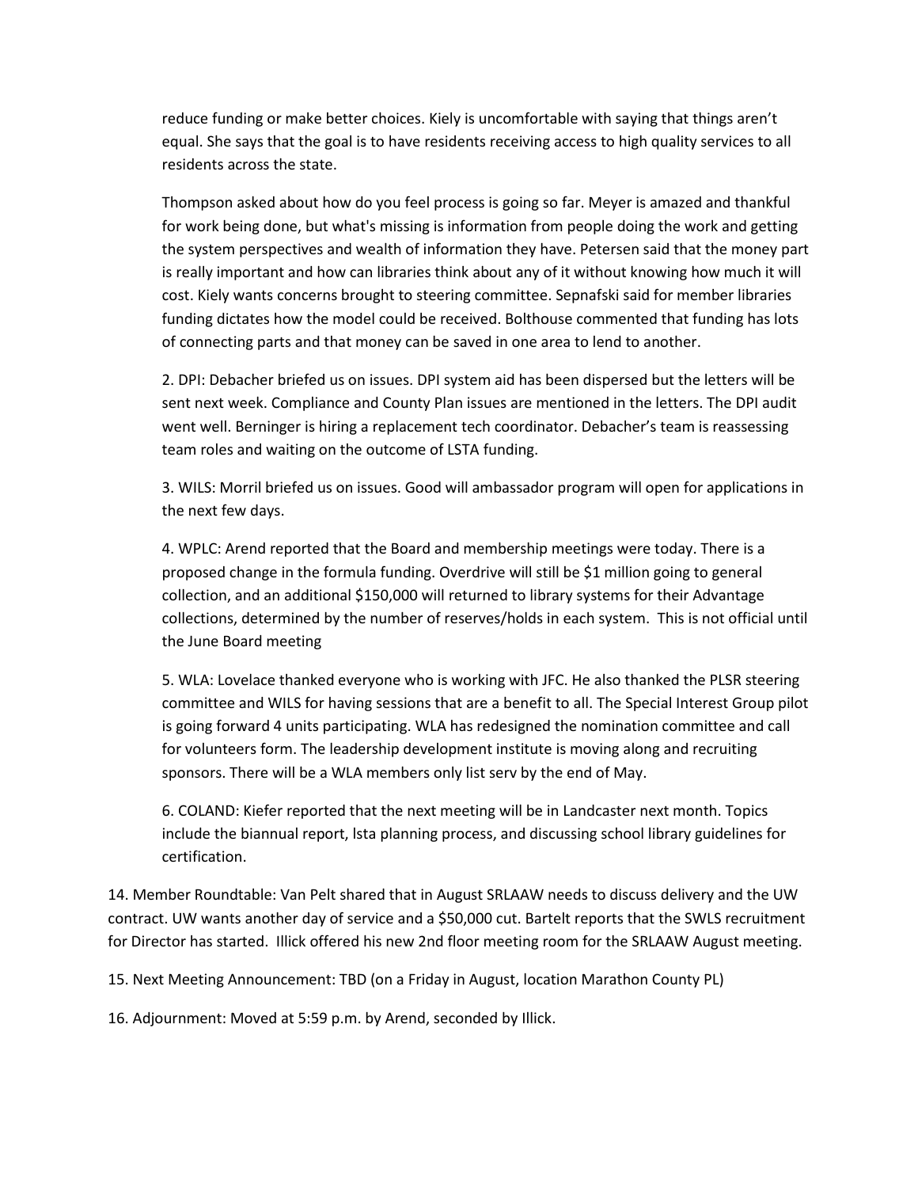reduce funding or make better choices. Kiely is uncomfortable with saying that things aren't equal. She says that the goal is to have residents receiving access to high quality services to all residents across the state.

Thompson asked about how do you feel process is going so far. Meyer is amazed and thankful for work being done, but what's missing is information from people doing the work and getting the system perspectives and wealth of information they have. Petersen said that the money part is really important and how can libraries think about any of it without knowing how much it will cost. Kiely wants concerns brought to steering committee. Sepnafski said for member libraries funding dictates how the model could be received. Bolthouse commented that funding has lots of connecting parts and that money can be saved in one area to lend to another.

2. DPI: Debacher briefed us on issues. DPI system aid has been dispersed but the letters will be sent next week. Compliance and County Plan issues are mentioned in the letters. The DPI audit went well. Berninger is hiring a replacement tech coordinator. Debacher's team is reassessing team roles and waiting on the outcome of LSTA funding.

3. WILS: Morril briefed us on issues. Good will ambassador program will open for applications in the next few days.

4. WPLC: Arend reported that the Board and membership meetings were today. There is a proposed change in the formula funding. Overdrive will still be $1 million going to general collection, and an additional $150,000 will returned to library systems for their Advantage collections, determined by the number of reserves/holds in each system. This is not official until the June Board meeting

5. WLA: Lovelace thanked everyone who is working with JFC. He also thanked the PLSR steering committee and WILS for having sessions that are a benefit to all. The Special Interest Group pilot is going forward 4 units participating. WLA has redesigned the nomination committee and call for volunteers form. The leadership development institute is moving along and recruiting sponsors. There will be a WLA members only list serv by the end of May.

6. COLAND: Kiefer reported that the next meeting will be in Landcaster next month. Topics include the biannual report, lsta planning process, and discussing school library guidelines for certification.

14. Member Roundtable: Van Pelt shared that in August SRLAAW needs to discuss delivery and the UW contract. UW wants another day of service and a $50,000 cut. Bartelt reports that the SWLS recruitment for Director has started. Illick offered his new 2nd floor meeting room for the SRLAAW August meeting.

15. Next Meeting Announcement: TBD (on a Friday in August, location Marathon County PL)

16. Adjournment: Moved at 5:59 p.m. by Arend, seconded by Illick.